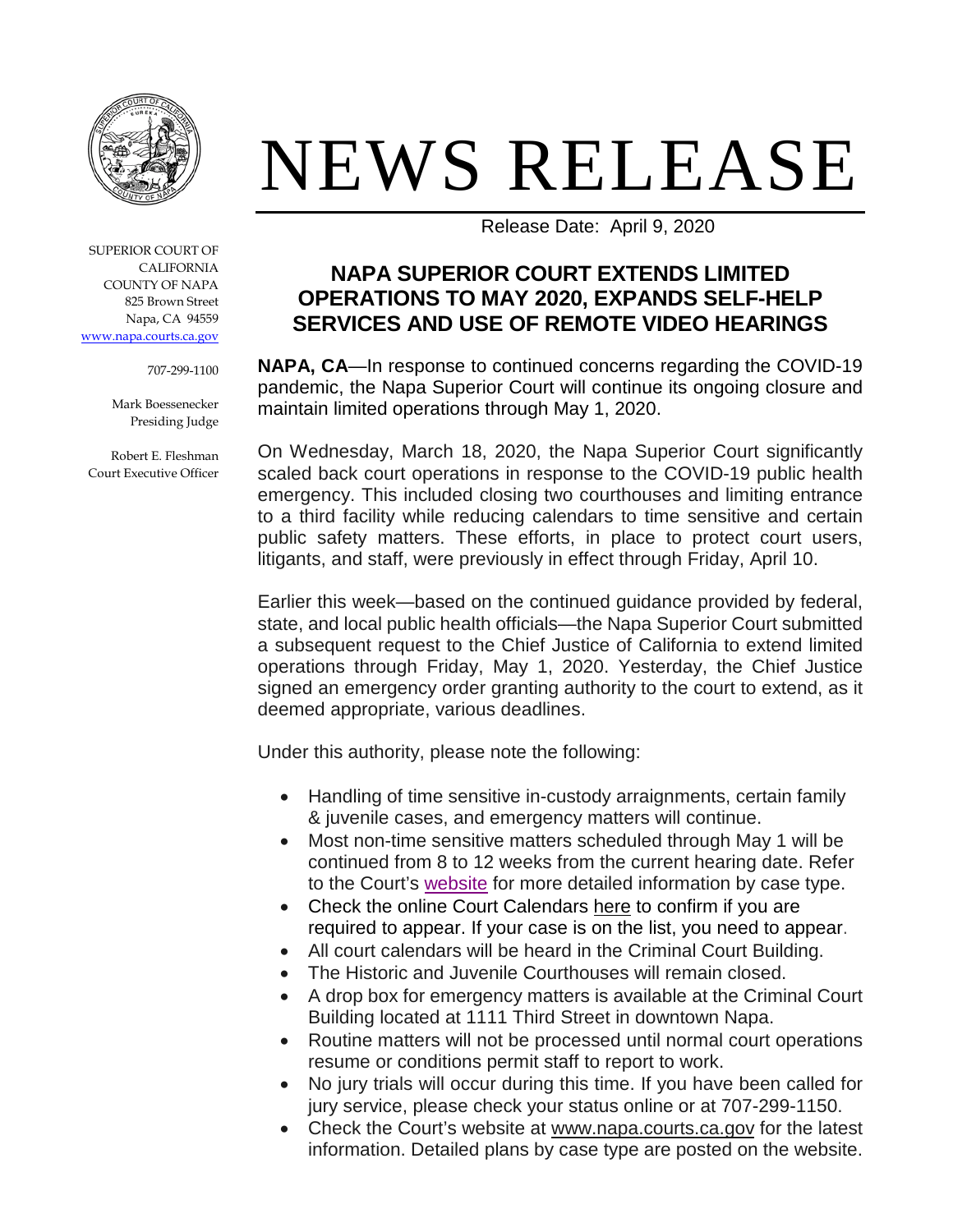# NEWS RELEASE

Release Date: April 9, 2020

SUPERIOR COURT OF CALIFORNIA
COUNTY OF NAPA
825 Brown Street
Napa, CA 94559
www.napa.courts.ca.gov

707-299-1100

Mark Boessenecker
Presiding Judge

Robert E. Fleshman
Court Executive Officer

## NAPA SUPERIOR COURT EXTENDS LIMITED OPERATIONS TO MAY 2020, EXPANDS SELF-HELP SERVICES AND USE OF REMOTE VIDEO HEARINGS

**NAPA, CA**—In response to continued concerns regarding the COVID-19 pandemic, the Napa Superior Court will continue its ongoing closure and maintain limited operations through May 1, 2020.

On Wednesday, March 18, 2020, the Napa Superior Court significantly scaled back court operations in response to the COVID-19 public health emergency. This included closing two courthouses and limiting entrance to a third facility while reducing calendars to time sensitive and certain public safety matters. These efforts, in place to protect court users, litigants, and staff, were previously in effect through Friday, April 10.

Earlier this week—based on the continued guidance provided by federal, state, and local public health officials—the Napa Superior Court submitted a subsequent request to the Chief Justice of California to extend limited operations through Friday, May 1, 2020. Yesterday, the Chief Justice signed an emergency order granting authority to the court to extend, as it deemed appropriate, various deadlines.

Under this authority, please note the following:

- Handling of time sensitive in-custody arraignments, certain family & juvenile cases, and emergency matters will continue.
- Most non-time sensitive matters scheduled through May 1 will be continued from 8 to 12 weeks from the current hearing date. Refer to the Court's website for more detailed information by case type.
- Check the online Court Calendars here to confirm if you are required to appear. If your case is on the list, you need to appear.
- All court calendars will be heard in the Criminal Court Building.
- The Historic and Juvenile Courthouses will remain closed.
- A drop box for emergency matters is available at the Criminal Court Building located at 1111 Third Street in downtown Napa.
- Routine matters will not be processed until normal court operations resume or conditions permit staff to report to work.
- No jury trials will occur during this time. If you have been called for jury service, please check your status online or at 707-299-1150.
- Check the Court's website at www.napa.courts.ca.gov for the latest information. Detailed plans by case type are posted on the website.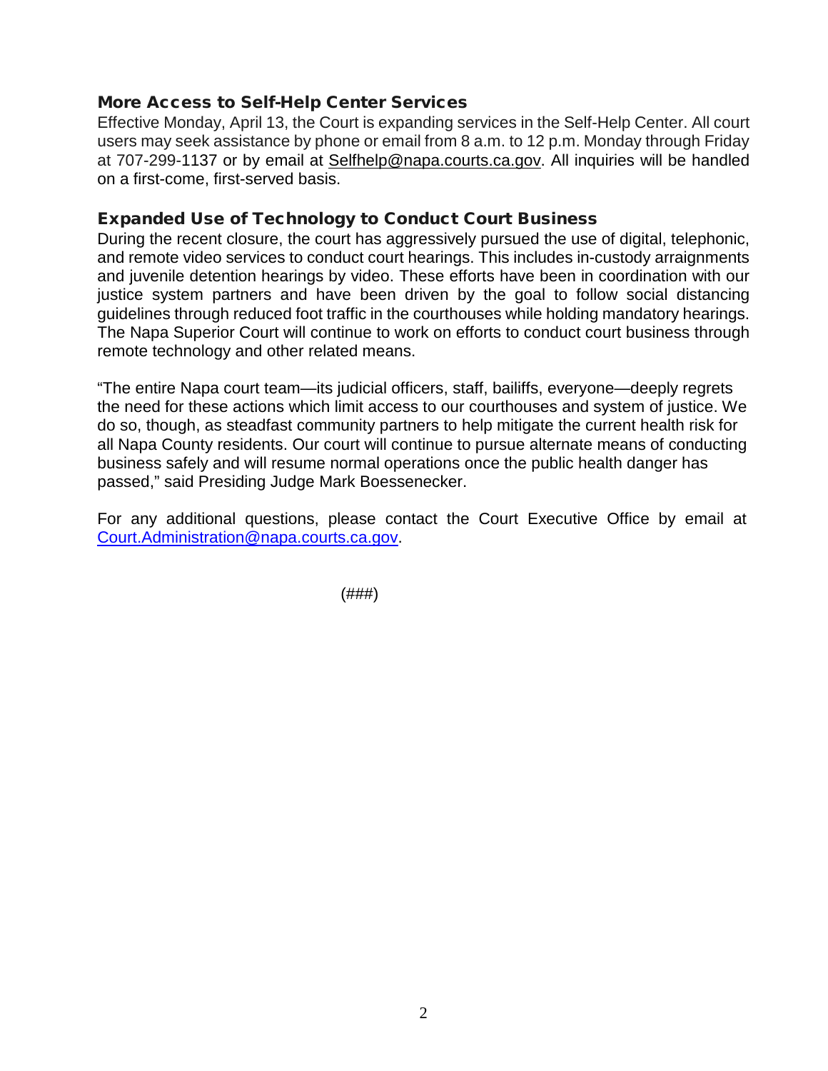## More Access to Self-Help Center Services

Effective Monday, April 13, the Court is expanding services in the Self-Help Center. All court users may seek assistance by phone or email from 8 a.m. to 12 p.m. Monday through Friday at 707-299-1137 or by email at Selfhelp@napa.courts.ca.gov. All inquiries will be handled on a first-come, first-served basis.

## Expanded Use of Technology to Conduct Court Business

During the recent closure, the court has aggressively pursued the use of digital, telephonic, and remote video services to conduct court hearings. This includes in-custody arraignments and juvenile detention hearings by video. These efforts have been in coordination with our justice system partners and have been driven by the goal to follow social distancing guidelines through reduced foot traffic in the courthouses while holding mandatory hearings. The Napa Superior Court will continue to work on efforts to conduct court business through remote technology and other related means.

"The entire Napa court team—its judicial officers, staff, bailiffs, everyone—deeply regrets the need for these actions which limit access to our courthouses and system of justice. We do so, though, as steadfast community partners to help mitigate the current health risk for all Napa County residents. Our court will continue to pursue alternate means of conducting business safely and will resume normal operations once the public health danger has passed," said Presiding Judge Mark Boessenecker.

For any additional questions, please contact the Court Executive Office by email at Court.Administration@napa.courts.ca.gov.

(###)